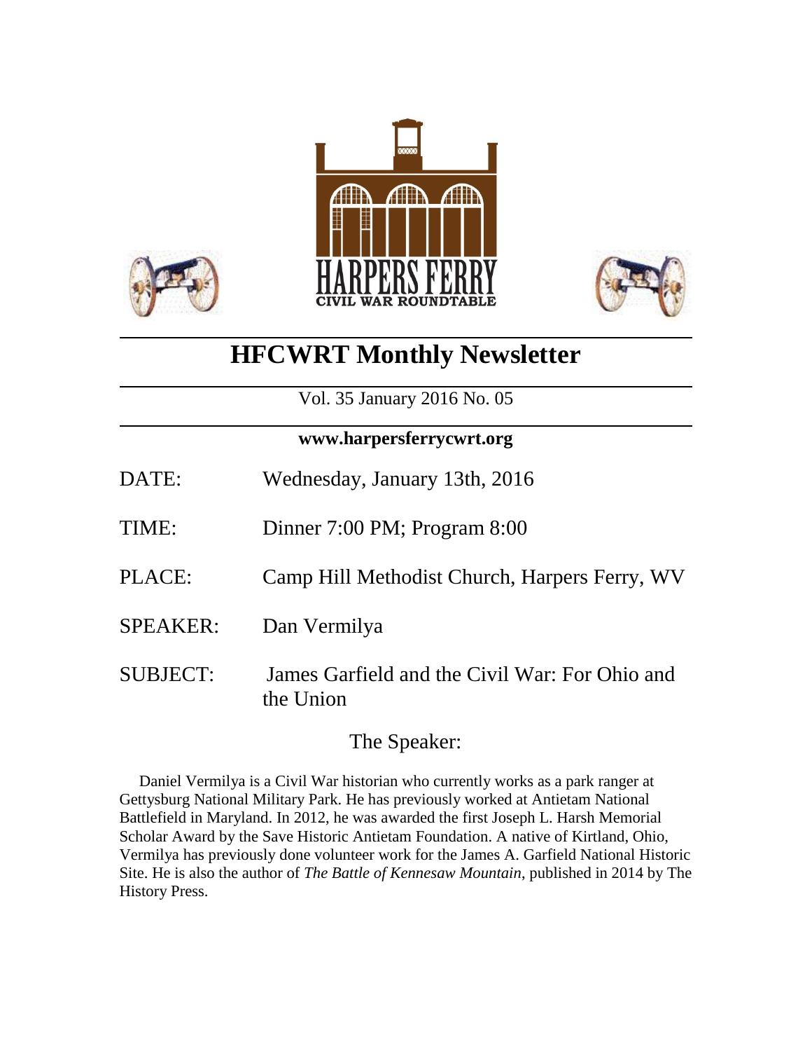HARPERS FERRY
CIVIL WAR ROUNDTABLE

# HFCWRT Monthly Newsletter

Vol. 35 January 2016 No. 05

**www.harpersferrycwrt.org**

DATE: Wednesday, January 13th, 2016

TIME: Dinner 7:00 PM; Program 8:00

PLACE: Camp Hill Methodist Church, Harpers Ferry, WV

SPEAKER: Dan Vermilya

SUBJECT: James Garfield and the Civil War: For Ohio and the Union

## The Speaker:

Daniel Vermilya is a Civil War historian who currently works as a park ranger at Gettysburg National Military Park. He has previously worked at Antietam National Battlefield in Maryland. In 2012, he was awarded the first Joseph L. Harsh Memorial Scholar Award by the Save Historic Antietam Foundation. A native of Kirtland, Ohio, Vermilya has previously done volunteer work for the James A. Garfield National Historic Site. He is also the author of *The Battle of Kennesaw Mountain*, published in 2014 by The History Press.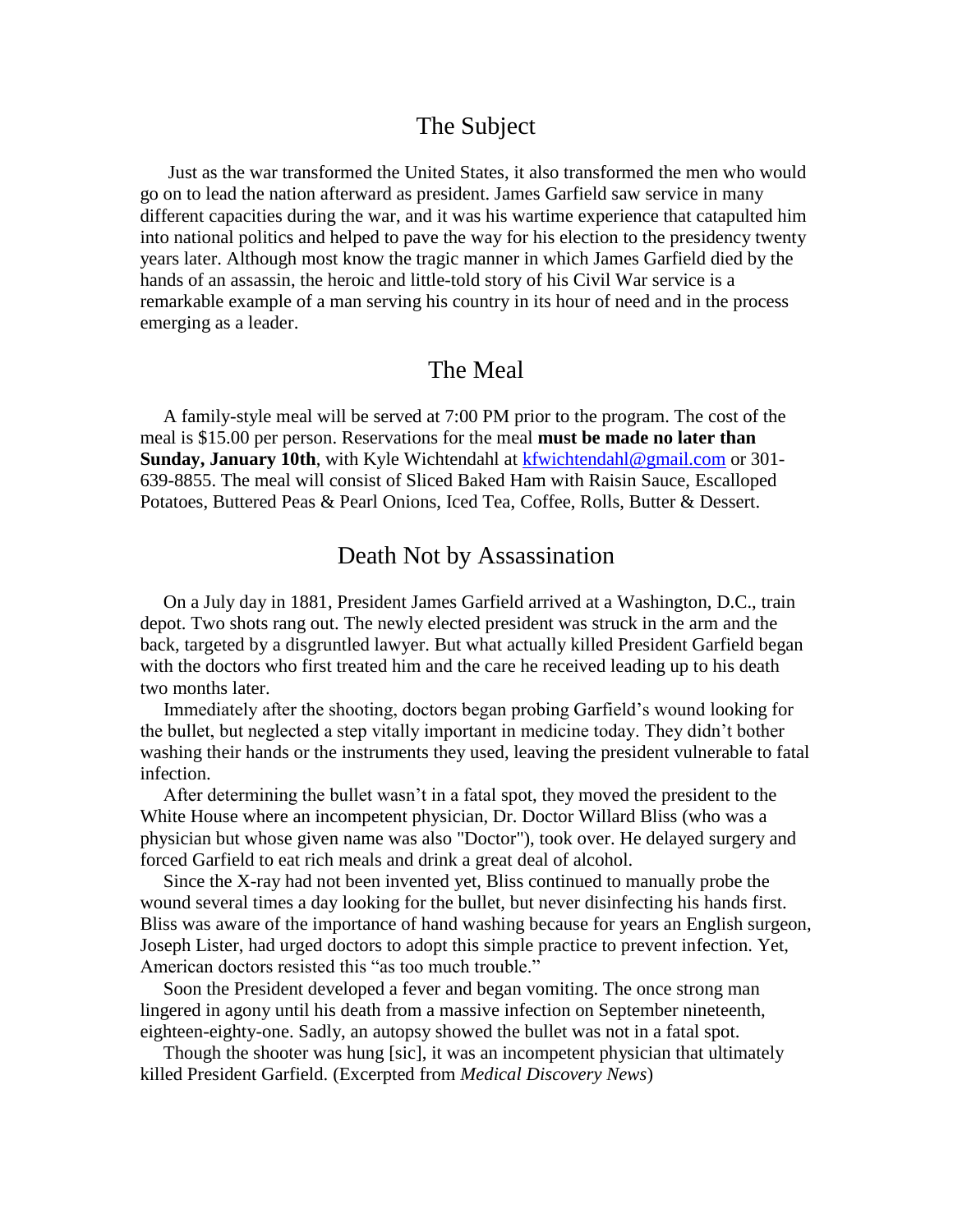## The Subject

Just as the war transformed the United States, it also transformed the men who would go on to lead the nation afterward as president. James Garfield saw service in many different capacities during the war, and it was his wartime experience that catapulted him into national politics and helped to pave the way for his election to the presidency twenty years later. Although most know the tragic manner in which James Garfield died by the hands of an assassin, the heroic and little-told story of his Civil War service is a remarkable example of a man serving his country in its hour of need and in the process emerging as a leader.

## The Meal

A family-style meal will be served at 7:00 PM prior to the program. The cost of the meal is $15.00 per person. Reservations for the meal **must be made no later than Sunday, January 10th**, with Kyle Wichtendahl at kfwichtendahl@gmail.com or 301-639-8855. The meal will consist of Sliced Baked Ham with Raisin Sauce, Escalloped Potatoes, Buttered Peas & Pearl Onions, Iced Tea, Coffee, Rolls, Butter & Dessert.

## Death Not by Assassination

On a July day in 1881, President James Garfield arrived at a Washington, D.C., train depot. Two shots rang out. The newly elected president was struck in the arm and the back, targeted by a disgruntled lawyer. But what actually killed President Garfield began with the doctors who first treated him and the care he received leading up to his death two months later.

Immediately after the shooting, doctors began probing Garfield's wound looking for the bullet, but neglected a step vitally important in medicine today. They didn't bother washing their hands or the instruments they used, leaving the president vulnerable to fatal infection.

After determining the bullet wasn't in a fatal spot, they moved the president to the White House where an incompetent physician, Dr. Doctor Willard Bliss (who was a physician but whose given name was also "Doctor"), took over. He delayed surgery and forced Garfield to eat rich meals and drink a great deal of alcohol.

Since the X-ray had not been invented yet, Bliss continued to manually probe the wound several times a day looking for the bullet, but never disinfecting his hands first. Bliss was aware of the importance of hand washing because for years an English surgeon, Joseph Lister, had urged doctors to adopt this simple practice to prevent infection. Yet, American doctors resisted this "as too much trouble."

Soon the President developed a fever and began vomiting. The once strong man lingered in agony until his death from a massive infection on September nineteenth, eighteen-eighty-one. Sadly, an autopsy showed the bullet was not in a fatal spot.

Though the shooter was hung [sic], it was an incompetent physician that ultimately killed President Garfield. (Excerpted from *Medical Discovery News*)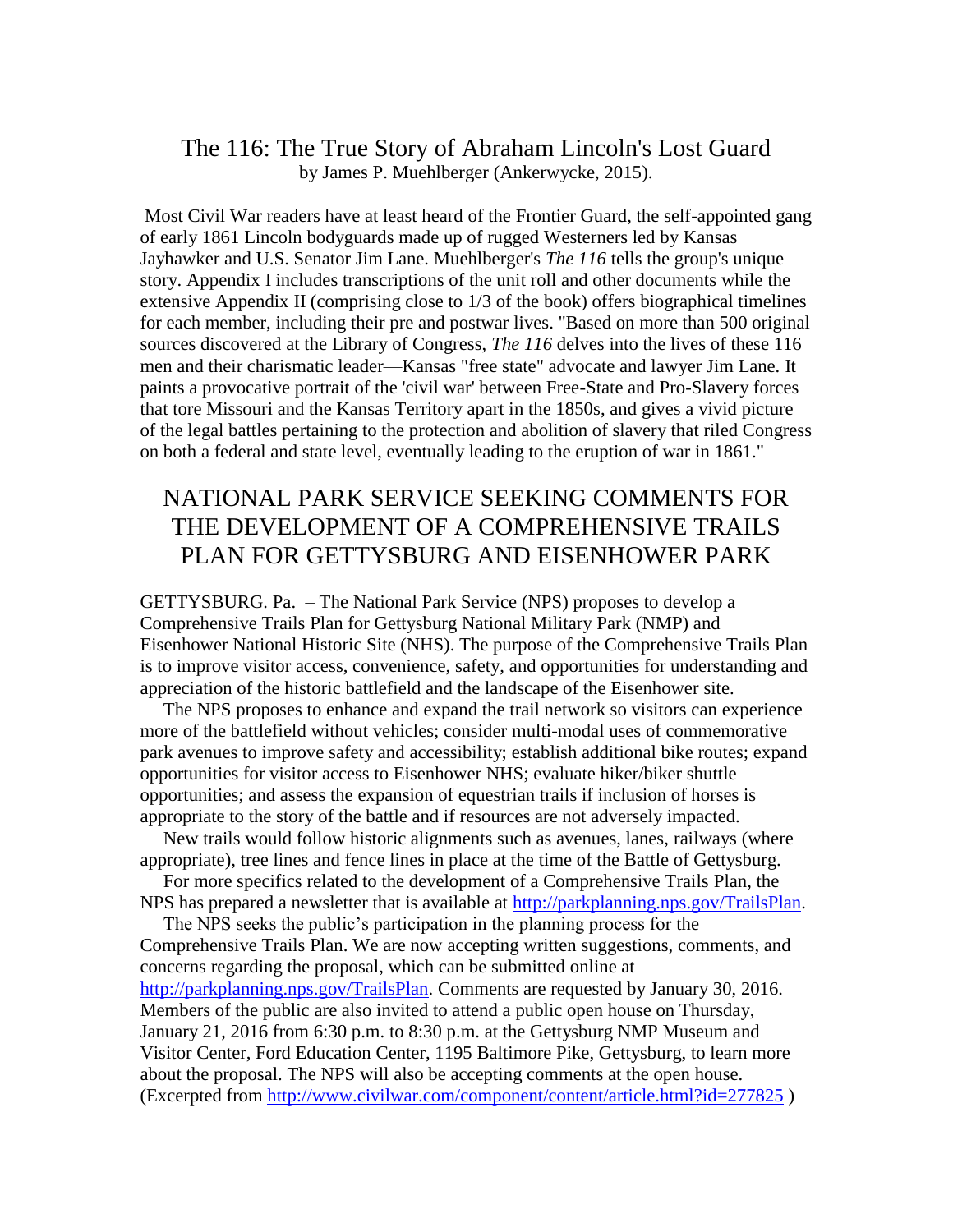## The 116: The True Story of Abraham Lincoln's Lost Guard

by James P. Muehlberger (Ankerwycke, 2015).

Most Civil War readers have at least heard of the Frontier Guard, the self-appointed gang of early 1861 Lincoln bodyguards made up of rugged Westerners led by Kansas Jayhawker and U.S. Senator Jim Lane. Muehlberger's *The 116* tells the group's unique story. Appendix I includes transcriptions of the unit roll and other documents while the extensive Appendix II (comprising close to 1/3 of the book) offers biographical timelines for each member, including their pre and postwar lives. "Based on more than 500 original sources discovered at the Library of Congress, *The 116* delves into the lives of these 116 men and their charismatic leader—Kansas "free state" advocate and lawyer Jim Lane. It paints a provocative portrait of the 'civil war' between Free-State and Pro-Slavery forces that tore Missouri and the Kansas Territory apart in the 1850s, and gives a vivid picture of the legal battles pertaining to the protection and abolition of slavery that riled Congress on both a federal and state level, eventually leading to the eruption of war in 1861."

## NATIONAL PARK SERVICE SEEKING COMMENTS FOR THE DEVELOPMENT OF A COMPREHENSIVE TRAILS PLAN FOR GETTYSBURG AND EISENHOWER PARK

GETTYSBURG. Pa. – The National Park Service (NPS) proposes to develop a Comprehensive Trails Plan for Gettysburg National Military Park (NMP) and Eisenhower National Historic Site (NHS). The purpose of the Comprehensive Trails Plan is to improve visitor access, convenience, safety, and opportunities for understanding and appreciation of the historic battlefield and the landscape of the Eisenhower site.

The NPS proposes to enhance and expand the trail network so visitors can experience more of the battlefield without vehicles; consider multi-modal uses of commemorative park avenues to improve safety and accessibility; establish additional bike routes; expand opportunities for visitor access to Eisenhower NHS; evaluate hiker/biker shuttle opportunities; and assess the expansion of equestrian trails if inclusion of horses is appropriate to the story of the battle and if resources are not adversely impacted.

New trails would follow historic alignments such as avenues, lanes, railways (where appropriate), tree lines and fence lines in place at the time of the Battle of Gettysburg.

For more specifics related to the development of a Comprehensive Trails Plan, the NPS has prepared a newsletter that is available at http://parkplanning.nps.gov/TrailsPlan.

The NPS seeks the public's participation in the planning process for the Comprehensive Trails Plan. We are now accepting written suggestions, comments, and concerns regarding the proposal, which can be submitted online at http://parkplanning.nps.gov/TrailsPlan. Comments are requested by January 30, 2016. Members of the public are also invited to attend a public open house on Thursday, January 21, 2016 from 6:30 p.m. to 8:30 p.m. at the Gettysburg NMP Museum and Visitor Center, Ford Education Center, 1195 Baltimore Pike, Gettysburg, to learn more about the proposal. The NPS will also be accepting comments at the open house. (Excerpted from http://www.civilwar.com/component/content/article.html?id=277825 )